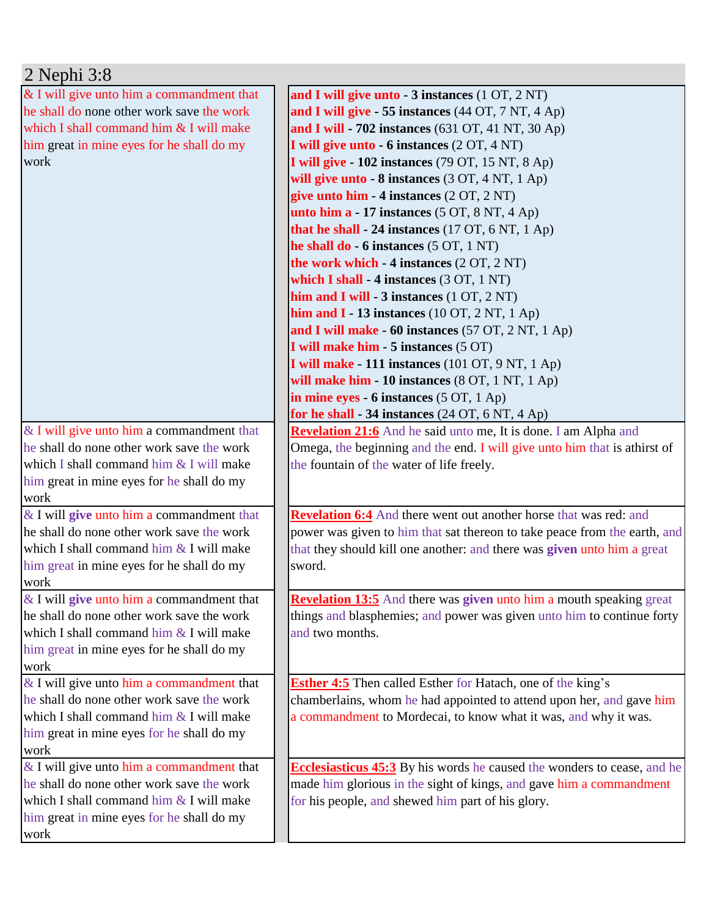# 2 Nephi 3:8

| & I will give unto him a commandment that he shall do none other work save the work which I shall command him & I will make him great in mine eyes for he shall do my work | **and I will give unto - 3 instances** (1 OT, 2 NT)<br>**and I will give - 55 instances** (44 OT, 7 NT, 4 Ap)<br>**and I will - 702 instances** (631 OT, 41 NT, 30 Ap)<br>**I will give unto - 6 instances** (2 OT, 4 NT)<br>**I will give - 102 instances** (79 OT, 15 NT, 8 Ap)<br>**will give unto - 8 instances** (3 OT, 4 NT, 1 Ap)<br>**give unto him - 4 instances** (2 OT, 2 NT)<br>**unto him a - 17 instances** (5 OT, 8 NT, 4 Ap)<br>**that he shall - 24 instances** (17 OT, 6 NT, 1 Ap)<br>**he shall do - 6 instances** (5 OT, 1 NT)<br>**the work which - 4 instances** (2 OT, 2 NT)<br>**which I shall - 4 instances** (3 OT, 1 NT)<br>**him and I will - 3 instances** (1 OT, 2 NT)<br>**him and I - 13 instances** (10 OT, 2 NT, 1 Ap)<br>**and I will make - 60 instances** (57 OT, 2 NT, 1 Ap)<br>**I will make him - 5 instances** (5 OT)<br>**I will make - 111 instances** (101 OT, 9 NT, 1 Ap)<br>**will make him - 10 instances** (8 OT, 1 NT, 1 Ap)<br>**in mine eyes - 6 instances** (5 OT, 1 Ap)<br>**for he shall - 34 instances** (24 OT, 6 NT, 4 Ap) |
|---|---|
| & I will give unto him a commandment that he shall do none other work save the work which I shall command him & I will make him great in mine eyes for he shall do my work | **Revelation 21:6** And he said unto me, It is done. I am Alpha and Omega, the beginning and the end. I will give unto him that is athirst of the fountain of the water of life freely. |
| & I will **give** unto him a commandment that he shall do none other work save the work which I shall command him & I will make him great in mine eyes for he shall do my work | **Revelation 6:4** And there went out another horse that was red: and power was given to him that sat thereon to take peace from the earth, and that they should kill one another: and there was **given** unto him a great sword. |
| & I will **give** unto him a commandment that he shall do none other work save the work which I shall command him & I will make him great in mine eyes for he shall do my work | **Revelation 13:5** And there was **given** unto him a mouth speaking great things and blasphemies; and power was given unto him to continue forty and two months. |
| & I will give unto him a commandment that he shall do none other work save the work which I shall command him & I will make him great in mine eyes for he shall do my work | **Esther 4:5** Then called Esther for Hatach, one of the king's chamberlains, whom he had appointed to attend upon her, and gave him a commandment to Mordecai, to know what it was, and why it was. |
| & I will give unto him a commandment that he shall do none other work save the work which I shall command him & I will make him great in mine eyes for he shall do my work | **Ecclesiasticus 45:3** By his words he caused the wonders to cease, and he made him glorious in the sight of kings, and gave him a commandment for his people, and shewed him part of his glory. |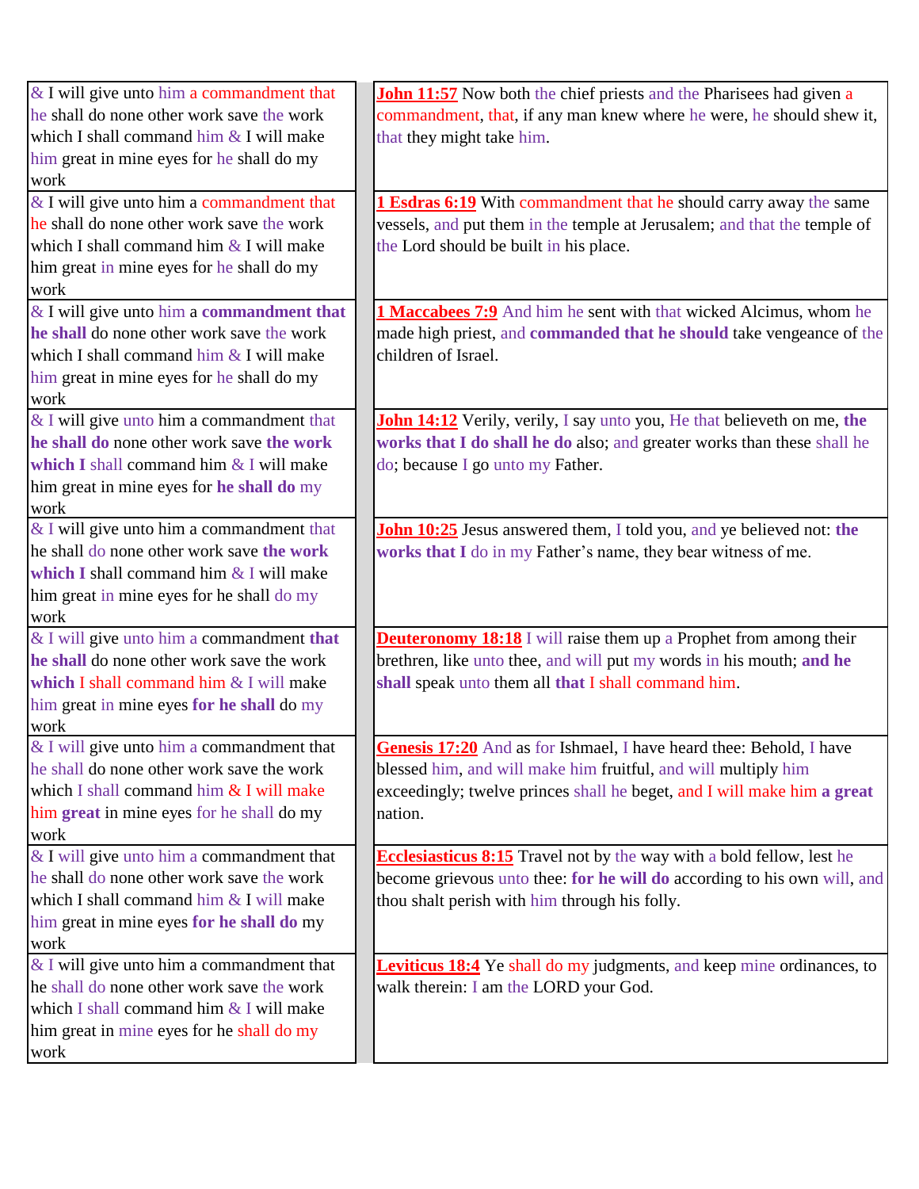| | |
|---|---|
| & I will give unto him a commandment that he shall do none other work save the work which I shall command him & I will make him great in mine eyes for he shall do my work | John 11:57 Now both the chief priests and the Pharisees had given a commandment, that, if any man knew where he were, he should shew it, that they might take him. |
| & I will give unto him a commandment that he shall do none other work save the work which I shall command him & I will make him great in mine eyes for he shall do my work | 1 Esdras 6:19 With commandment that he should carry away the same vessels, and put them in the temple at Jerusalem; and that the temple of the Lord should be built in his place. |
| & I will give unto him a **commandment that he shall** do none other work save the work which I shall command him & I will make him great in mine eyes for he shall do my work | 1 Maccabees 7:9 And him he sent with that wicked Alcimus, whom he made high priest, and **commanded that he should** take vengeance of the children of Israel. |
| & I will give unto him a commandment that **he shall do** none other work save **the work which I** shall command him & I will make him great in mine eyes for **he shall do** my work | John 14:12 Verily, verily, I say unto you, He that believeth on me, **the works that I do shall he do** also; and greater works than these shall he do; because I go unto my Father. |
| & I will give unto him a commandment that he shall do none other work save **the work which I** shall command him & I will make him great in mine eyes for he shall do my work | John 10:25 Jesus answered them, I told you, and ye believed not: **the works that I** do in my Father's name, they bear witness of me. |
| & I will give unto him a commandment **that he shall** do none other work save the work **which** I shall command him & I will make him great in mine eyes **for he shall** do my work | Deuteronomy 18:18 I will raise them up a Prophet from among their brethren, like unto thee, and will put my words in his mouth; **and he shall** speak unto them all **that** I shall command him. |
| & I will give unto him a commandment that he shall do none other work save the work which I shall command him & I will make him **great** in mine eyes for he shall do my work | Genesis 17:20 And as for Ishmael, I have heard thee: Behold, I have blessed him, and will make him fruitful, and will multiply him exceedingly; twelve princes shall he beget, and I will make him **a great** nation. |
| & I will give unto him a commandment that he shall do none other work save the work which I shall command him & I will make him great in mine eyes **for he shall do** my work | Ecclesiasticus 8:15 Travel not by the way with a bold fellow, lest he become grievous unto thee: **for he will do** according to his own will, and thou shalt perish with him through his folly. |
| & I will give unto him a commandment that he shall do none other work save the work which I shall command him & I will make him great in mine eyes for he shall do my work | Leviticus 18:4 Ye shall do my judgments, and keep mine ordinances, to walk therein: I am the LORD your God. |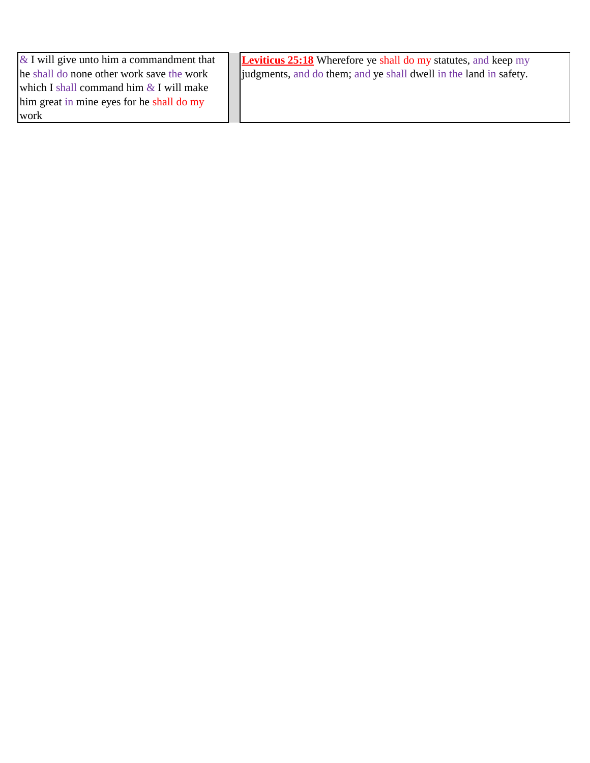| | |
|---|---|
| & I will give unto him a commandment that he shall do none other work save the work which I shall command him & I will make him great in mine eyes for he shall do my work | **Leviticus 25:18** Wherefore ye shall do my statutes, and keep my judgments, and do them; and ye shall dwell in the land in safety. |